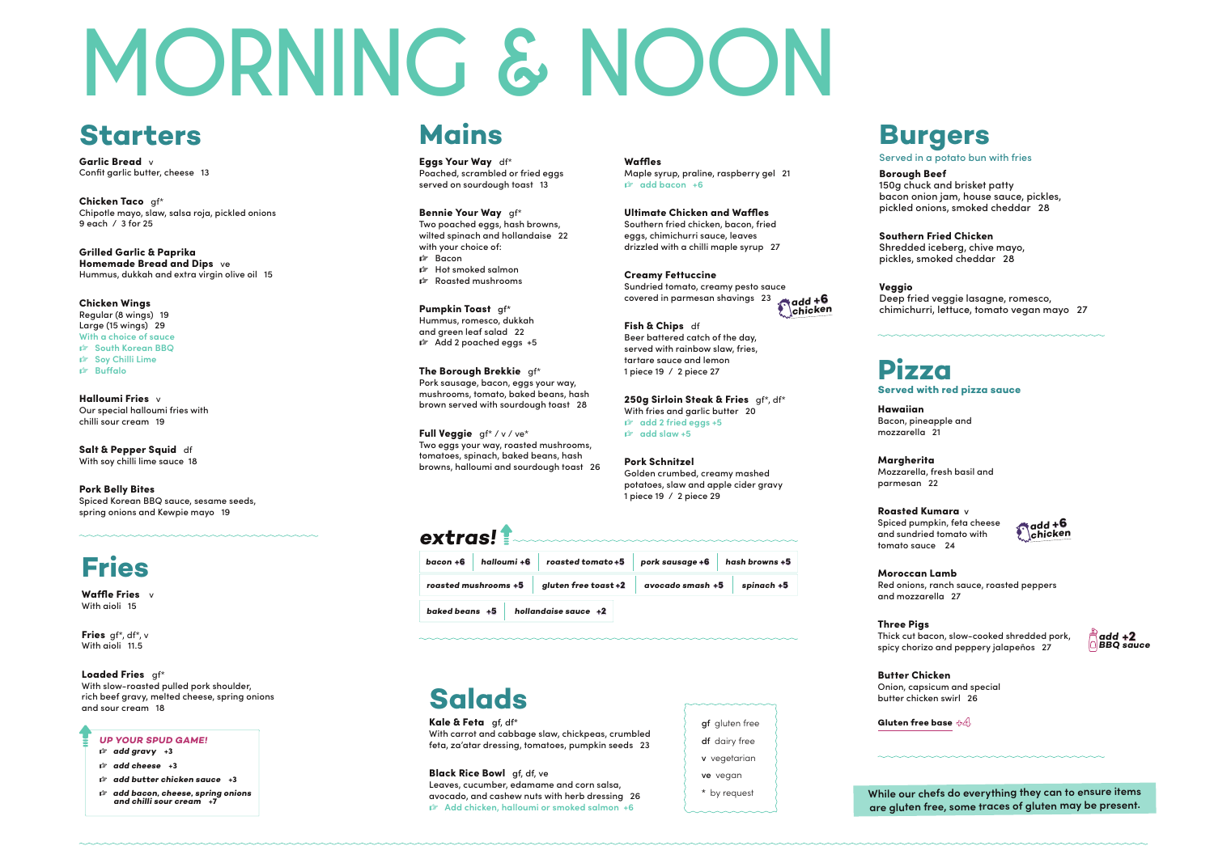# MORNING & NOON

## Starters

**Garlic Bread** v
Confit garlic butter, cheese 13

**Chicken Taco** gf*
Chipotle mayo, slaw, salsa roja, pickled onions
9 each / 3 for 25

**Grilled Garlic & Paprika Homemade Bread and Dips** ve
Hummus, dukkah and extra virgin olive oil 15

**Chicken Wings**
Regular (8 wings) 19
Large (15 wings) 29
With a choice of sauce
- South Korean BBQ
- Soy Chilli Lime
- Buffalo

**Halloumi Fries** v
Our special halloumi fries with chilli sour cream 19

**Salt & Pepper Squid** df
With soy chilli lime sauce 18

**Pork Belly Bites**
Spiced Korean BBQ sauce, sesame seeds, spring onions and Kewpie mayo 19

## Fries

**Waffle Fries** v
With aioli 15

**Fries** gf*, df*, v
With aioli 11.5

**Loaded Fries** gf*
With slow-roasted pulled pork shoulder, rich beef gravy, melted cheese, spring onions and sour cream 18

***UP YOUR SPUD GAME!***
- *add gravy* +3
- *add cheese* +3
- *add butter chicken sauce* +3
- *add bacon, cheese, spring onions and chilli sour cream* +7

## Mains

**Eggs Your Way** df*
Poached, scrambled or fried eggs served on sourdough toast 13

**Bennie Your Way** gf*
Two poached eggs, hash browns, wilted spinach and hollandaise 22
with your choice of:
- Bacon
- Hot smoked salmon
- Roasted mushrooms

**Pumpkin Toast** gf*
Hummus, romesco, dukkah and green leaf salad 22
- Add 2 poached eggs +5

**The Borough Brekkie** gf*
Pork sausage, bacon, eggs your way, mushrooms, tomato, baked beans, hash brown served with sourdough toast 28

**Full Veggie** gf* / v / ve*
Two eggs your way, roasted mushrooms, tomatoes, spinach, baked beans, hash browns, halloumi and sourdough toast 26

**Waffles**
Maple syrup, praline, raspberry gel 21
- add bacon +6

**Ultimate Chicken and Waffles**
Southern fried chicken, bacon, fried eggs, chimichurri sauce, leaves drizzled with a chilli maple syrup 27

**Creamy Fettuccine**
Sundried tomato, creamy pesto sauce covered in parmesan shavings 23
*add +6 chicken*

**Fish & Chips** df
Beer battered catch of the day, served with rainbow slaw, fries, tartare sauce and lemon
1 piece 19 / 2 piece 27

**250g Sirloin Steak & Fries** gf*, df*
With fries and garlic butter 20
- add 2 fried eggs +5
- add slaw +5

**Pork Schnitzel**
Golden crumbed, creamy mashed potatoes, slaw and apple cider gravy
1 piece 19 / 2 piece 29

### *extras!*

| | | | | |
|---|---|---|---|---|
| *bacon +6* | *halloumi +6* | *roasted tomato +5* | *pork sausage +6* | *hash browns +5* |
| *roasted mushrooms +5* | *gluten free toast +2* | *avocado smash +5* | *spinach +5* | |
| *baked beans +5* | *hollandaise sauce +2* | | | |

## Salads

**Kale & Feta** gf, df*
With carrot and cabbage slaw, chickpeas, crumbled feta, za'atar dressing, tomatoes, pumpkin seeds 23

**Black Rice Bowl** gf, df, ve
Leaves, cucumber, edamame and corn salsa, avocado, and cashew nuts with herb dressing 26
- Add chicken, halloumi or smoked salmon +6

**gf** gluten free
**df** dairy free
**v** vegetarian
**ve** vegan
\* by request

## Burgers

Served in a potato bun with fries

**Borough Beef**
150g chuck and brisket patty bacon onion jam, house sauce, pickles, pickled onions, smoked cheddar 28

**Southern Fried Chicken**
Shredded iceberg, chive mayo, pickles, smoked cheddar 28

**Veggio**
Deep fried veggie lasagne, romesco, chimichurri, lettuce, tomato vegan mayo 27

## Pizza

**Served with red pizza sauce**

**Hawaiian**
Bacon, pineapple and mozzarella 21

**Margherita**
Mozzarella, fresh basil and parmesan 22

**Roasted Kumara** v
Spiced pumpkin, feta cheese and sundried tomato with tomato sauce 24
*add +6 chicken*

**Moroccan Lamb**
Red onions, ranch sauce, roasted peppers and mozzarella 27

**Three Pigs**
Thick cut bacon, slow-cooked shredded pork, spicy chorizo and peppery jalapeños 27
*add +2 BBQ sauce*

**Butter Chicken**
Onion, capsicum and special butter chicken swirl 26

**Gluten free base** +4

While our chefs do everything they can to ensure items are gluten free, some traces of gluten may be present.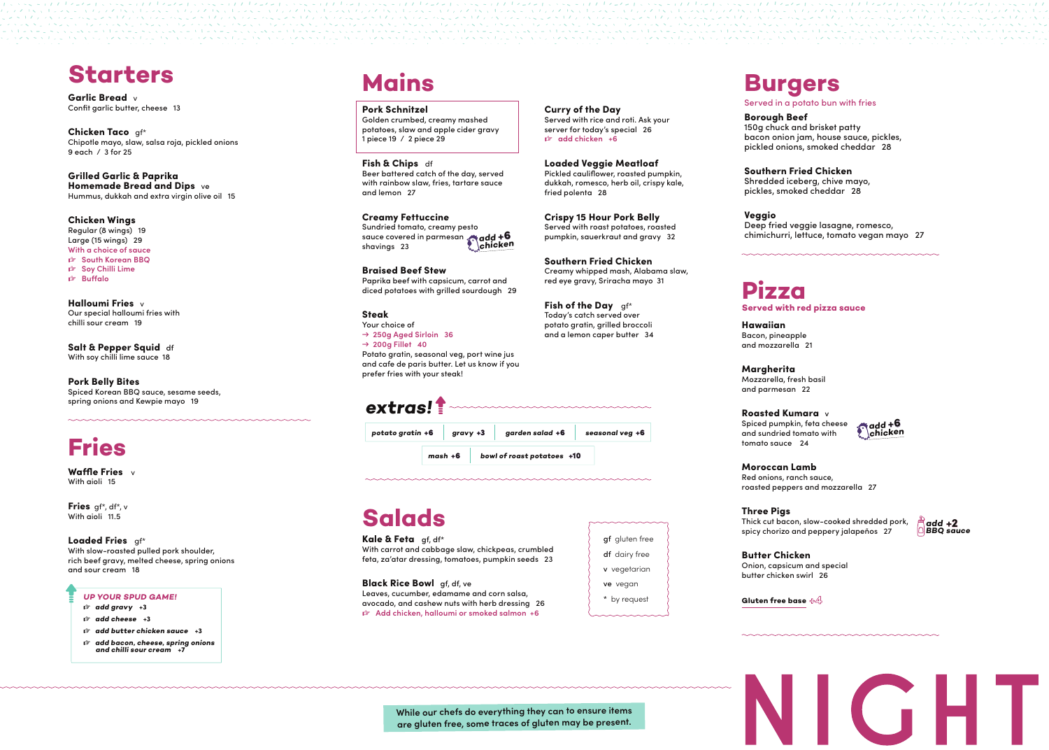# Starters

**Garlic Bread** v
Confit garlic butter, cheese 13

**Chicken Taco** gf*
Chipotle mayo, slaw, salsa roja, pickled onions
9 each / 3 for 25

**Grilled Garlic & Paprika Homemade Bread and Dips** ve
Hummus, dukkah and extra virgin olive oil 15

**Chicken Wings**
Regular (8 wings) 19
Large (15 wings) 29
With a choice of sauce
- South Korean BBQ
- Soy Chilli Lime
- Buffalo

**Halloumi Fries** v
Our special halloumi fries with chilli sour cream 19

**Salt & Pepper Squid** df
With soy chilli lime sauce 18

**Pork Belly Bites**
Spiced Korean BBQ sauce, sesame seeds, spring onions and Kewpie mayo 19

# Fries

**Waffle Fries** v
With aioli 15

**Fries** gf*, df*, v
With aioli 11.5

**Loaded Fries** gf*
With slow-roasted pulled pork shoulder, rich beef gravy, melted cheese, spring onions and sour cream 18

***UP YOUR SPUD GAME!***
- *add gravy* +3
- *add cheese* +3
- *add butter chicken sauce* +3
- *add bacon, cheese, spring onions and chilli sour cream* +7

# Mains

**Pork Schnitzel**
Golden crumbed, creamy mashed potatoes, slaw and apple cider gravy
1 piece 19 / 2 piece 29

**Fish & Chips** df
Beer battered catch of the day, served with rainbow slaw, fries, tartare sauce and lemon 27

**Creamy Fettuccine**
Sundried tomato, creamy pesto sauce covered in parmesan shavings 23
*add +6 chicken*

**Braised Beef Stew**
Paprika beef with capsicum, carrot and diced potatoes with grilled sourdough 29

**Steak**
Your choice of
→ 250g Aged Sirloin 36
→ 200g Fillet 40
Potato gratin, seasonal veg, port wine jus and cafe de paris butter. Let us know if you prefer fries with your steak!

**Curry of the Day**
Served with rice and roti. Ask your server for today's special 26
add chicken +6

**Loaded Veggie Meatloaf**
Pickled cauliflower, roasted pumpkin, dukkah, romesco, herb oil, crispy kale, fried polenta 28

**Crispy 15 Hour Pork Belly**
Served with roast potatoes, roasted pumpkin, sauerkraut and gravy 32

**Southern Fried Chicken**
Creamy whipped mash, Alabama slaw, red eye gravy, Sriracha mayo 31

**Fish of the Day** gf*
Today's catch served over potato gratin, grilled broccoli and a lemon caper butter 34

***extras!***

| | | | |
|---|---|---|---|
| *potato gratin* +6 | *gravy* +3 | *garden salad* +6 | *seasonal veg* +6 |
| *mash* +6 | *bowl of roast potatoes* +10 | | |

# Salads

**Kale & Feta** gf, df*
With carrot and cabbage slaw, chickpeas, crumbled feta, za'atar dressing, tomatoes, pumpkin seeds 23

**Black Rice Bowl** gf, df, ve
Leaves, cucumber, edamame and corn salsa, avocado, and cashew nuts with herb dressing 26
Add chicken, halloumi or smoked salmon +6

gf gluten free
df dairy free
v vegetarian
ve vegan
* by request

# Burgers

Served in a potato bun with fries

**Borough Beef**
150g chuck and brisket patty
bacon onion jam, house sauce, pickles, pickled onions, smoked cheddar 28

**Southern Fried Chicken**
Shredded iceberg, chive mayo, pickles, smoked cheddar 28

**Veggio**
Deep fried veggie lasagne, romesco, chimichurri, lettuce, tomato vegan mayo 27

# Pizza

**Served with red pizza sauce**

**Hawaiian**
Bacon, pineapple and mozzarella 21

**Margherita**
Mozzarella, fresh basil and parmesan 22

**Roasted Kumara** v
Spiced pumpkin, feta cheese and sundried tomato with tomato sauce 24
*add +6 chicken*

**Moroccan Lamb**
Red onions, ranch sauce, roasted peppers and mozzarella 27

**Three Pigs**
Thick cut bacon, slow-cooked shredded pork, spicy chorizo and peppery jalapeños 27
*add +2 BBQ sauce*

**Butter Chicken**
Onion, capsicum and special butter chicken swirl 26

**Gluten free base** +4

While our chefs do everything they can to ensure items are gluten free, some traces of gluten may be present.

NIGHT